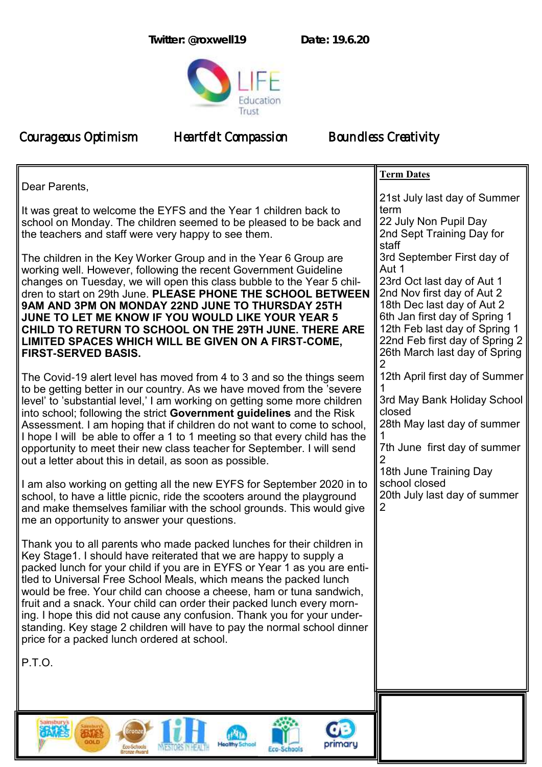Twitter: @roxwell19 Date: 19.6.20

LIFE Education Trust

Courageous Optimism Heartfelt Compassion Boundless Creativity

Dear Parents,

It was great to welcome the EYFS and the Year 1 children back to school on Monday. The children seemed to be pleased to be back and the teachers and staff were very happy to see them.

The children in the Key Worker Group and in the Year 6 Group are working well. However, following the recent Government Guideline changes on Tuesday, we will open this class bubble to the Year 5 children to start on 29th June. **PLEASE PHONE THE SCHOOL BETWEEN 9AM AND 3PM ON MONDAY 22ND JUNE TO THURSDAY 25TH JUNE TO LET ME KNOW IF YOU WOULD LIKE YOUR YEAR 5 CHILD TO RETURN TO SCHOOL ON THE 29TH JUNE. THERE ARE LIMITED SPACES WHICH WILL BE GIVEN ON A FIRST-COME, FIRST-SERVED BASIS.**

The Covid-19 alert level has moved from 4 to 3 and so the things seem to be getting better in our country. As we have moved from the 'severe level' to 'substantial level,' I am working on getting some more children into school; following the strict **Government guidelines** and the Risk Assessment. I am hoping that if children do not want to come to school, I hope I will be able to offer a 1 to 1 meeting so that every child has the opportunity to meet their new class teacher for September. I will send out a letter about this in detail, as soon as possible.

I am also working on getting all the new EYFS for September 2020 in to school, to have a little picnic, ride the scooters around the playground and make themselves familiar with the school grounds. This would give me an opportunity to answer your questions.

Thank you to all parents who made packed lunches for their children in Key Stage1. I should have reiterated that we are happy to supply a packed lunch for your child if you are in EYFS or Year 1 as you are entitled to Universal Free School Meals, which means the packed lunch would be free. Your child can choose a cheese, ham or tuna sandwich, fruit and a snack. Your child can order their packed lunch every morning. I hope this did not cause any confusion. Thank you for your understanding. Key stage 2 children will have to pay the normal school dinner price for a packed lunch ordered at school.

P.T.O.

**Term Dates**

21st July last day of Summer term
22 July Non Pupil Day
2nd Sept Training Day for staff
3rd September First day of Aut 1
23rd Oct last day of Aut 1
2nd Nov first day of Aut 2
18th Dec last day of Aut 2
6th Jan first day of Spring 1
12th Feb last day of Spring 1
22nd Feb first day of Spring 2
26th March last day of Spring 2
12th April first day of Summer 1
3rd May Bank Holiday School closed
28th May last day of summer 1
7th June first day of summer 2
18th June Training Day school closed
20th July last day of summer 2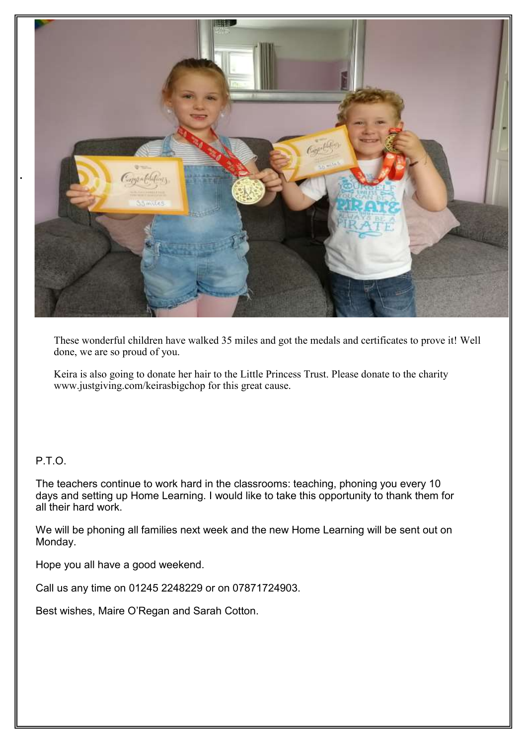These wonderful children have walked 35 miles and got the medals and certificates to prove it! Well done, we are so proud of you.

Keira is also going to donate her hair to the Little Princess Trust. Please donate to the charity www.justgiving.com/keirasbigchop for this great cause.

P.T.O.

The teachers continue to work hard in the classrooms: teaching, phoning you every 10 days and setting up Home Learning. I would like to take this opportunity to thank them for all their hard work.

We will be phoning all families next week and the new Home Learning will be sent out on Monday.

Hope you all have a good weekend.

Call us any time on 01245 2248229 or on 07871724903.

Best wishes, Maire O'Regan and Sarah Cotton.